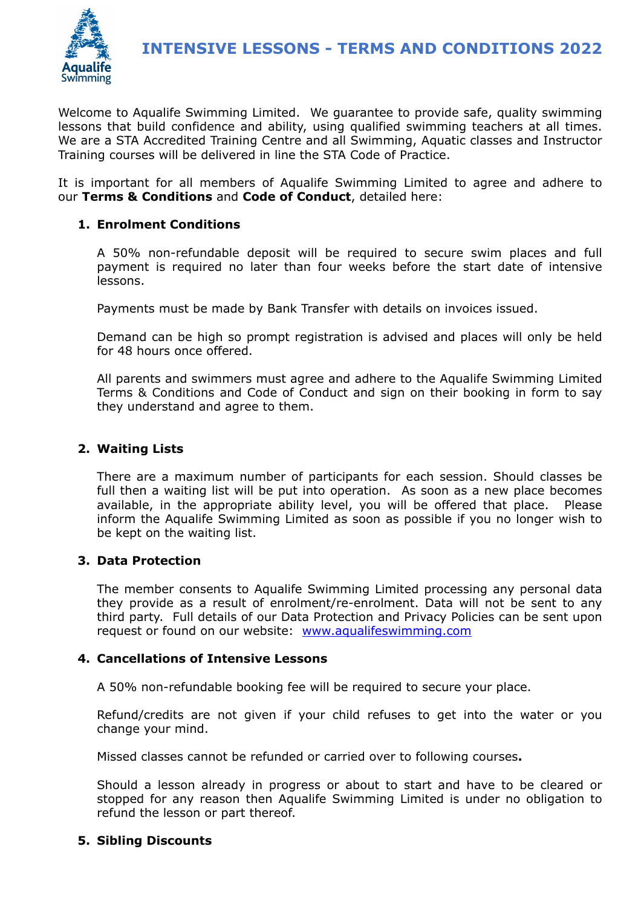# INTENSIVE LESSONS - TERMS AND CONDITIONS 2022

Welcome to Aqualife Swimming Limited. We guarantee to provide safe, quality swimming lessons that build confidence and ability, using qualified swimming teachers at all times. We are a STA Accredited Training Centre and all Swimming, Aquatic classes and Instructor Training courses will be delivered in line the STA Code of Practice.

It is important for all members of Aqualife Swimming Limited to agree and adhere to our **Terms & Conditions** and **Code of Conduct**, detailed here:

1. **Enrolment Conditions**

   A 50% non-refundable deposit will be required to secure swim places and full payment is required no later than four weeks before the start date of intensive lessons.

   Payments must be made by Bank Transfer with details on invoices issued.

   Demand can be high so prompt registration is advised and places will only be held for 48 hours once offered.

   All parents and swimmers must agree and adhere to the Aqualife Swimming Limited Terms & Conditions and Code of Conduct and sign on their booking in form to say they understand and agree to them.

2. **Waiting Lists**

   There are a maximum number of participants for each session. Should classes be full then a waiting list will be put into operation. As soon as a new place becomes available, in the appropriate ability level, you will be offered that place. Please inform the Aqualife Swimming Limited as soon as possible if you no longer wish to be kept on the waiting list.

3. **Data Protection**

   The member consents to Aqualife Swimming Limited processing any personal data they provide as a result of enrolment/re-enrolment. Data will not be sent to any third party. Full details of our Data Protection and Privacy Policies can be sent upon request or found on our website: [www.aqualifeswimming.com](http://www.aqualifeswimming.com)

4. **Cancellations of Intensive Lessons**

   A 50% non-refundable booking fee will be required to secure your place.

   Refund/credits are not given if your child refuses to get into the water or you change your mind.

   Missed classes cannot be refunded or carried over to following courses**.**

   Should a lesson already in progress or about to start and have to be cleared or stopped for any reason then Aqualife Swimming Limited is under no obligation to refund the lesson or part thereof.

5. **Sibling Discounts**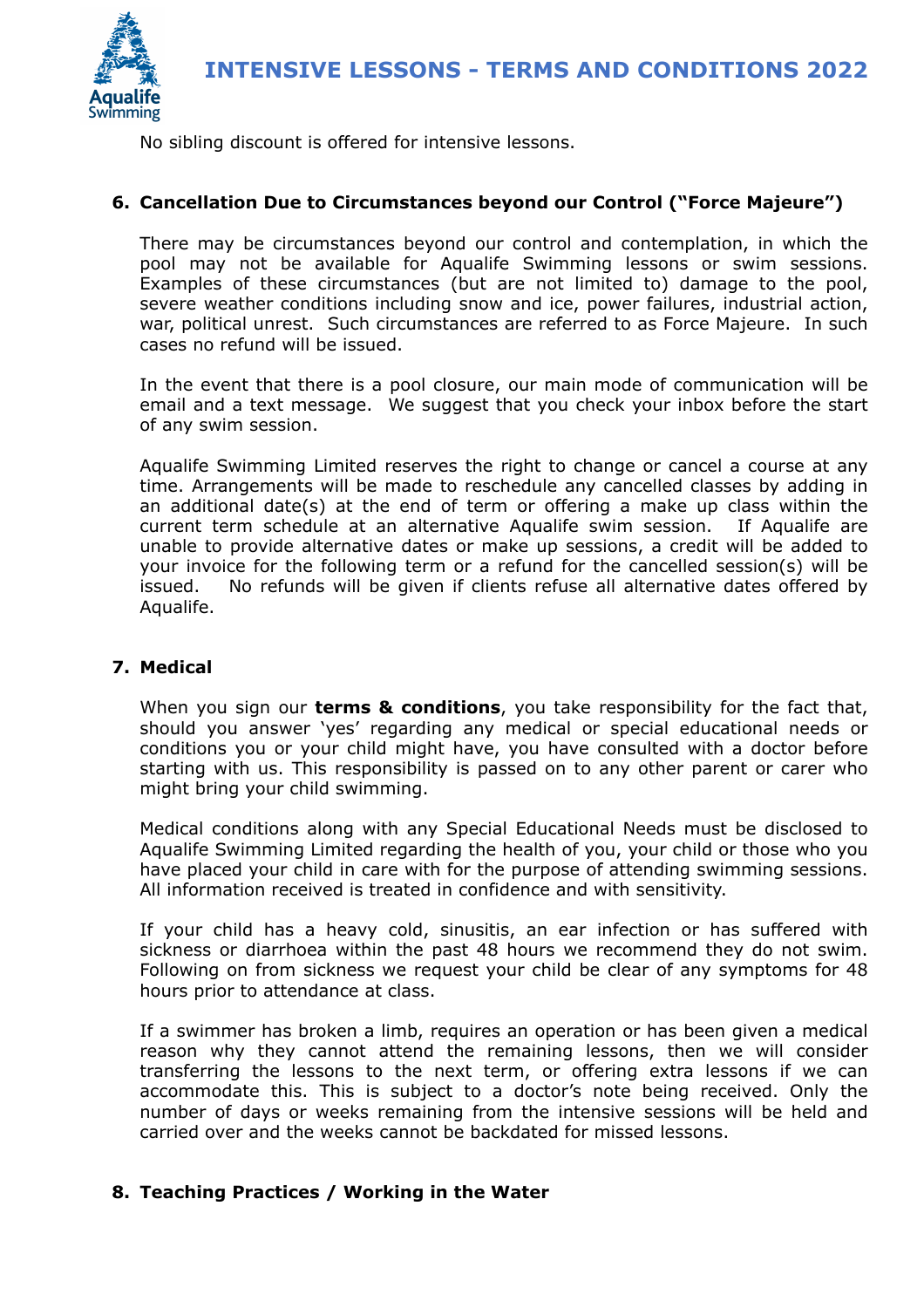No sibling discount is offered for intensive lessons.

## 6. Cancellation Due to Circumstances beyond our Control ("Force Majeure")

There may be circumstances beyond our control and contemplation, in which the pool may not be available for Aqualife Swimming lessons or swim sessions. Examples of these circumstances (but are not limited to) damage to the pool, severe weather conditions including snow and ice, power failures, industrial action, war, political unrest. Such circumstances are referred to as Force Majeure. In such cases no refund will be issued.

In the event that there is a pool closure, our main mode of communication will be email and a text message. We suggest that you check your inbox before the start of any swim session.

Aqualife Swimming Limited reserves the right to change or cancel a course at any time. Arrangements will be made to reschedule any cancelled classes by adding in an additional date(s) at the end of term or offering a make up class within the current term schedule at an alternative Aqualife swim session. If Aqualife are unable to provide alternative dates or make up sessions, a credit will be added to your invoice for the following term or a refund for the cancelled session(s) will be issued. No refunds will be given if clients refuse all alternative dates offered by Aqualife.

## 7. Medical

When you sign our **terms & conditions**, you take responsibility for the fact that, should you answer 'yes' regarding any medical or special educational needs or conditions you or your child might have, you have consulted with a doctor before starting with us. This responsibility is passed on to any other parent or carer who might bring your child swimming.

Medical conditions along with any Special Educational Needs must be disclosed to Aqualife Swimming Limited regarding the health of you, your child or those who you have placed your child in care with for the purpose of attending swimming sessions. All information received is treated in confidence and with sensitivity.

If your child has a heavy cold, sinusitis, an ear infection or has suffered with sickness or diarrhoea within the past 48 hours we recommend they do not swim. Following on from sickness we request your child be clear of any symptoms for 48 hours prior to attendance at class.

If a swimmer has broken a limb, requires an operation or has been given a medical reason why they cannot attend the remaining lessons, then we will consider transferring the lessons to the next term, or offering extra lessons if we can accommodate this. This is subject to a doctor's note being received. Only the number of days or weeks remaining from the intensive sessions will be held and carried over and the weeks cannot be backdated for missed lessons.

## 8. Teaching Practices / Working in the Water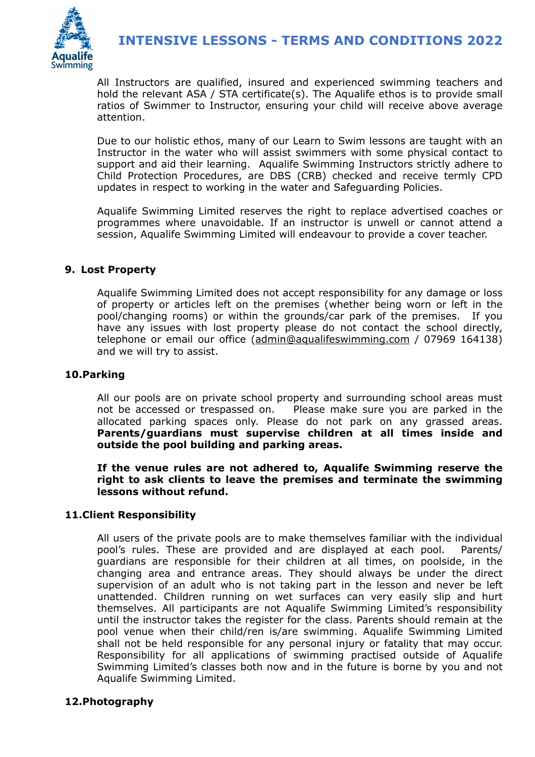All Instructors are qualified, insured and experienced swimming teachers and hold the relevant ASA / STA certificate(s). The Aqualife ethos is to provide small ratios of Swimmer to Instructor, ensuring your child will receive above average attention.

Due to our holistic ethos, many of our Learn to Swim lessons are taught with an Instructor in the water who will assist swimmers with some physical contact to support and aid their learning. Aqualife Swimming Instructors strictly adhere to Child Protection Procedures, are DBS (CRB) checked and receive termly CPD updates in respect to working in the water and Safeguarding Policies.

Aqualife Swimming Limited reserves the right to replace advertised coaches or programmes where unavoidable. If an instructor is unwell or cannot attend a session, Aqualife Swimming Limited will endeavour to provide a cover teacher.

## 9. Lost Property

Aqualife Swimming Limited does not accept responsibility for any damage or loss of property or articles left on the premises (whether being worn or left in the pool/changing rooms) or within the grounds/car park of the premises. If you have any issues with lost property please do not contact the school directly, telephone or email our office (admin@aqualifeswimming.com / 07969 164138) and we will try to assist.

## 10. Parking

All our pools are on private school property and surrounding school areas must not be accessed or trespassed on. Please make sure you are parked in the allocated parking spaces only. Please do not park on any grassed areas. **Parents/guardians must supervise children at all times inside and outside the pool building and parking areas.**

**If the venue rules are not adhered to, Aqualife Swimming reserve the right to ask clients to leave the premises and terminate the swimming lessons without refund.**

## 11. Client Responsibility

All users of the private pools are to make themselves familiar with the individual pool's rules. These are provided and are displayed at each pool. Parents/guardians are responsible for their children at all times, on poolside, in the changing area and entrance areas. They should always be under the direct supervision of an adult who is not taking part in the lesson and never be left unattended. Children running on wet surfaces can very easily slip and hurt themselves. All participants are not Aqualife Swimming Limited's responsibility until the instructor takes the register for the class. Parents should remain at the pool venue when their child/ren is/are swimming. Aqualife Swimming Limited shall not be held responsible for any personal injury or fatality that may occur. Responsibility for all applications of swimming practised outside of Aqualife Swimming Limited's classes both now and in the future is borne by you and not Aqualife Swimming Limited.

## 12. Photography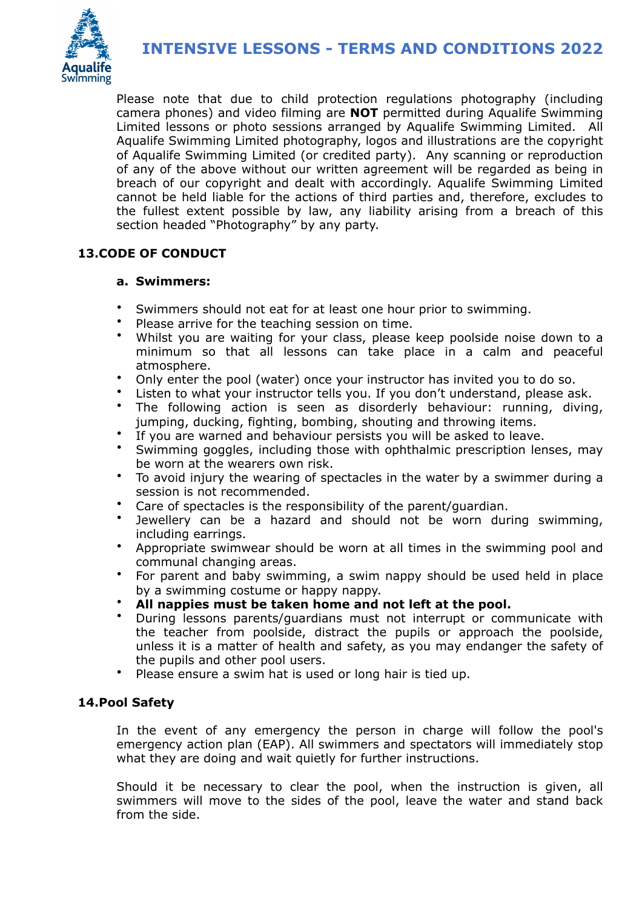Please note that due to child protection regulations photography (including camera phones) and video filming are **NOT** permitted during Aqualife Swimming Limited lessons or photo sessions arranged by Aqualife Swimming Limited. All Aqualife Swimming Limited photography, logos and illustrations are the copyright of Aqualife Swimming Limited (or credited party). Any scanning or reproduction of any of the above without our written agreement will be regarded as being in breach of our copyright and dealt with accordingly. Aqualife Swimming Limited cannot be held liable for the actions of third parties and, therefore, excludes to the fullest extent possible by law, any liability arising from a breach of this section headed "Photography" by any party.

## 13. CODE OF CONDUCT

### a. Swimmers:

- Swimmers should not eat for at least one hour prior to swimming.
- Please arrive for the teaching session on time.
- Whilst you are waiting for your class, please keep poolside noise down to a minimum so that all lessons can take place in a calm and peaceful atmosphere.
- Only enter the pool (water) once your instructor has invited you to do so.
- Listen to what your instructor tells you. If you don't understand, please ask.
- The following action is seen as disorderly behaviour: running, diving, jumping, ducking, fighting, bombing, shouting and throwing items.
- If you are warned and behaviour persists you will be asked to leave.
- Swimming goggles, including those with ophthalmic prescription lenses, may be worn at the wearers own risk.
- To avoid injury the wearing of spectacles in the water by a swimmer during a session is not recommended.
- Care of spectacles is the responsibility of the parent/guardian.
- Jewellery can be a hazard and should not be worn during swimming, including earrings.
- Appropriate swimwear should be worn at all times in the swimming pool and communal changing areas.
- For parent and baby swimming, a swim nappy should be used held in place by a swimming costume or happy nappy.
- **All nappies must be taken home and not left at the pool.**
- During lessons parents/guardians must not interrupt or communicate with the teacher from poolside, distract the pupils or approach the poolside, unless it is a matter of health and safety, as you may endanger the safety of the pupils and other pool users.
- Please ensure a swim hat is used or long hair is tied up.

## 14. Pool Safety

In the event of any emergency the person in charge will follow the pool's emergency action plan (EAP). All swimmers and spectators will immediately stop what they are doing and wait quietly for further instructions.

Should it be necessary to clear the pool, when the instruction is given, all swimmers will move to the sides of the pool, leave the water and stand back from the side.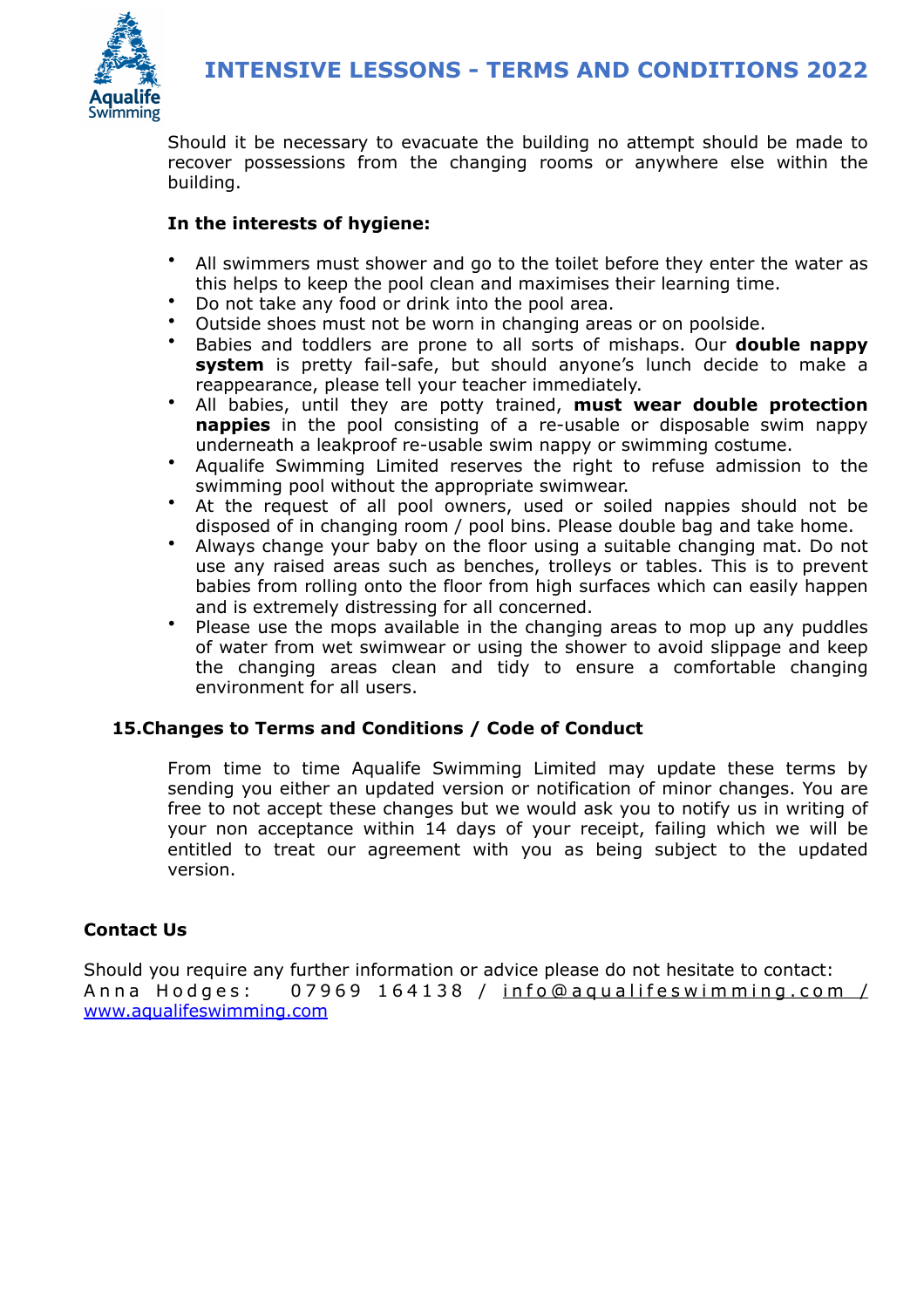Should it be necessary to evacuate the building no attempt should be made to recover possessions from the changing rooms or anywhere else within the building.

**In the interests of hygiene:**

- All swimmers must shower and go to the toilet before they enter the water as this helps to keep the pool clean and maximises their learning time.
- Do not take any food or drink into the pool area.
- Outside shoes must not be worn in changing areas or on poolside.
- Babies and toddlers are prone to all sorts of mishaps. Our **double nappy system** is pretty fail-safe, but should anyone's lunch decide to make a reappearance, please tell your teacher immediately.
- All babies, until they are potty trained, **must wear double protection nappies** in the pool consisting of a re-usable or disposable swim nappy underneath a leakproof re-usable swim nappy or swimming costume.
- Aqualife Swimming Limited reserves the right to refuse admission to the swimming pool without the appropriate swimwear.
- At the request of all pool owners, used or soiled nappies should not be disposed of in changing room / pool bins. Please double bag and take home.
- Always change your baby on the floor using a suitable changing mat. Do not use any raised areas such as benches, trolleys or tables. This is to prevent babies from rolling onto the floor from high surfaces which can easily happen and is extremely distressing for all concerned.
- Please use the mops available in the changing areas to mop up any puddles of water from wet swimwear or using the shower to avoid slippage and keep the changing areas clean and tidy to ensure a comfortable changing environment for all users.

## 15. Changes to Terms and Conditions / Code of Conduct

From time to time Aqualife Swimming Limited may update these terms by sending you either an updated version or notification of minor changes. You are free to not accept these changes but we would ask you to notify us in writing of your non acceptance within 14 days of your receipt, failing which we will be entitled to treat our agreement with you as being subject to the updated version.

## Contact Us

Should you require any further information or advice please do not hesitate to contact:
Anna Hodges: 07969 164138 / info@aqualifeswimming.com / www.aqualifeswimming.com